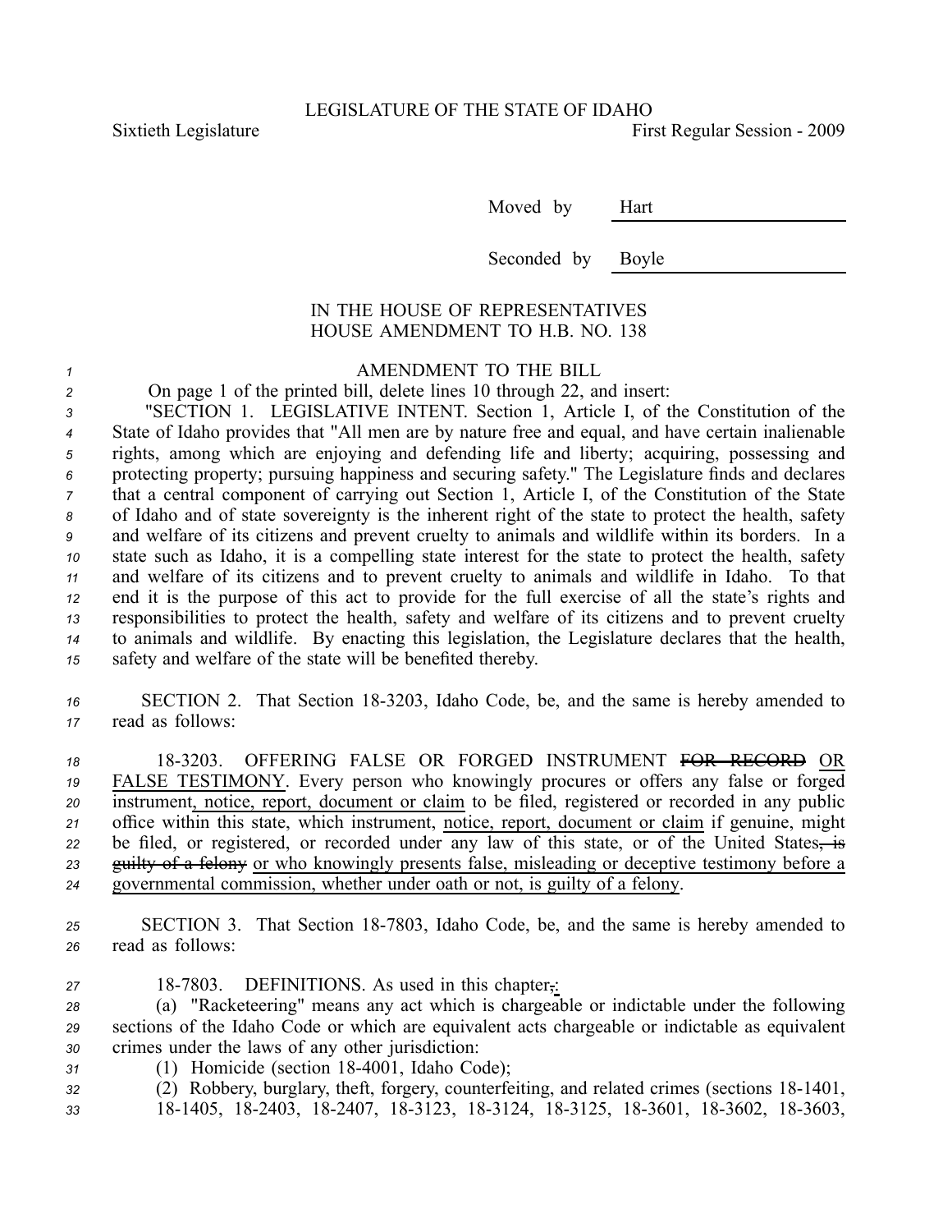LEGISLATURE OF THE STATE OF IDAHO

Sixtieth Legislature First Regular Session - 2009

Moved by Hart

Seconded by Boyle

IN THE HOUSE OF REPRESENTATIVES
HOUSE AMENDMENT TO H.B. NO. 138

AMENDMENT TO THE BILL

On page 1 of the printed bill, delete lines 10 through 22, and insert:

"SECTION 1. LEGISLATIVE INTENT. Section 1, Article I, of the Constitution of the State of Idaho provides that "All men are by nature free and equal, and have certain inalienable rights, among which are enjoying and defending life and liberty; acquiring, possessing and protecting property; pursuing happiness and securing safety." The Legislature finds and declares that a central component of carrying out Section 1, Article I, of the Constitution of the State of Idaho and of state sovereignty is the inherent right of the state to protect the health, safety and welfare of its citizens and prevent cruelty to animals and wildlife within its borders. In a state such as Idaho, it is a compelling state interest for the state to protect the health, safety and welfare of its citizens and to prevent cruelty to animals and wildlife in Idaho. To that end it is the purpose of this act to provide for the full exercise of all the state's rights and responsibilities to protect the health, safety and welfare of its citizens and to prevent cruelty to animals and wildlife. By enacting this legislation, the Legislature declares that the health, safety and welfare of the state will be benefited thereby.

SECTION 2. That Section 18-3203, Idaho Code, be, and the same is hereby amended to read as follows:

18-3203. OFFERING FALSE OR FORGED INSTRUMENT ~~FOR RECORD~~ OR FALSE TESTIMONY. Every person who knowingly procures or offers any false or forged instrument, notice, report, document or claim to be filed, registered or recorded in any public office within this state, which instrument, notice, report, document or claim if genuine, might be filed, or registered, or recorded under any law of this state, or of the United States~~, is guilty of a felony~~ or who knowingly presents false, misleading or deceptive testimony before a governmental commission, whether under oath or not, is guilty of a felony.

SECTION 3. That Section 18-7803, Idaho Code, be, and the same is hereby amended to read as follows:

18-7803. DEFINITIONS. As used in this chapter~~,~~:

(a) "Racketeering" means any act which is chargeable or indictable under the following sections of the Idaho Code or which are equivalent acts chargeable or indictable as equivalent crimes under the laws of any other jurisdiction:

(1) Homicide (section 18-4001, Idaho Code);

(2) Robbery, burglary, theft, forgery, counterfeiting, and related crimes (sections 18-1401, 18-1405, 18-2403, 18-2407, 18-3123, 18-3124, 18-3125, 18-3601, 18-3602, 18-3603,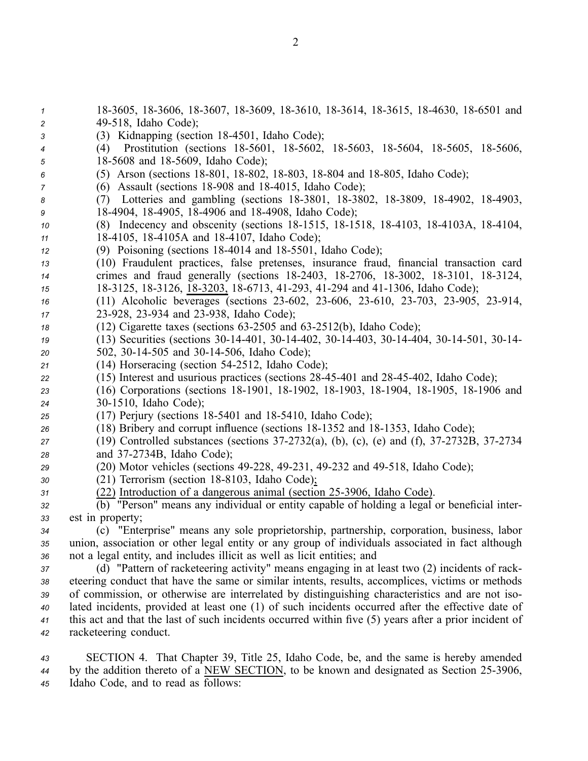18-3605, 18-3606, 18-3607, 18-3609, 18-3610, 18-3614, 18-3615, 18-4630, 18-6501 and 49-518, Idaho Code);

(3) Kidnapping (section 18-4501, Idaho Code);

(4) Prostitution (sections 18-5601, 18-5602, 18-5603, 18-5604, 18-5605, 18-5606, 18-5608 and 18-5609, Idaho Code);

(5) Arson (sections 18-801, 18-802, 18-803, 18-804 and 18-805, Idaho Code);

(6) Assault (sections 18-908 and 18-4015, Idaho Code);

(7) Lotteries and gambling (sections 18-3801, 18-3802, 18-3809, 18-4902, 18-4903, 18-4904, 18-4905, 18-4906 and 18-4908, Idaho Code);

(8) Indecency and obscenity (sections 18-1515, 18-1518, 18-4103, 18-4103A, 18-4104, 18-4105, 18-4105A and 18-4107, Idaho Code);

(9) Poisoning (sections 18-4014 and 18-5501, Idaho Code);

(10) Fraudulent practices, false pretenses, insurance fraud, financial transaction card crimes and fraud generally (sections 18-2403, 18-2706, 18-3002, 18-3101, 18-3124, 18-3125, 18-3126, 18-3203, 18-6713, 41-293, 41-294 and 41-1306, Idaho Code);

(11) Alcoholic beverages (sections 23-602, 23-606, 23-610, 23-703, 23-905, 23-914, 23-928, 23-934 and 23-938, Idaho Code);

(12) Cigarette taxes (sections 63-2505 and 63-2512(b), Idaho Code);

(13) Securities (sections 30-14-401, 30-14-402, 30-14-403, 30-14-404, 30-14-501, 30-14-502, 30-14-505 and 30-14-506, Idaho Code);

(14) Horseracing (section 54-2512, Idaho Code);

(15) Interest and usurious practices (sections 28-45-401 and 28-45-402, Idaho Code);

(16) Corporations (sections 18-1901, 18-1902, 18-1903, 18-1904, 18-1905, 18-1906 and 30-1510, Idaho Code);

(17) Perjury (sections 18-5401 and 18-5410, Idaho Code);

(18) Bribery and corrupt influence (sections 18-1352 and 18-1353, Idaho Code);

(19) Controlled substances (sections 37-2732(a), (b), (c), (e) and (f), 37-2732B, 37-2734 and 37-2734B, Idaho Code);

(20) Motor vehicles (sections 49-228, 49-231, 49-232 and 49-518, Idaho Code);

(21) Terrorism (section 18-8103, Idaho Code);

(22) Introduction of a dangerous animal (section 25-3906, Idaho Code).

(b) "Person" means any individual or entity capable of holding a legal or beneficial interest in property;

(c) "Enterprise" means any sole proprietorship, partnership, corporation, business, labor union, association or other legal entity or any group of individuals associated in fact although not a legal entity, and includes illicit as well as licit entities; and

(d) "Pattern of racketeering activity" means engaging in at least two (2) incidents of racketeering conduct that have the same or similar intents, results, accomplices, victims or methods of commission, or otherwise are interrelated by distinguishing characteristics and are not isolated incidents, provided at least one (1) of such incidents occurred after the effective date of this act and that the last of such incidents occurred within five (5) years after a prior incident of racketeering conduct.

SECTION 4. That Chapter 39, Title 25, Idaho Code, be, and the same is hereby amended by the addition thereto of a NEW SECTION, to be known and designated as Section 25-3906, Idaho Code, and to read as follows: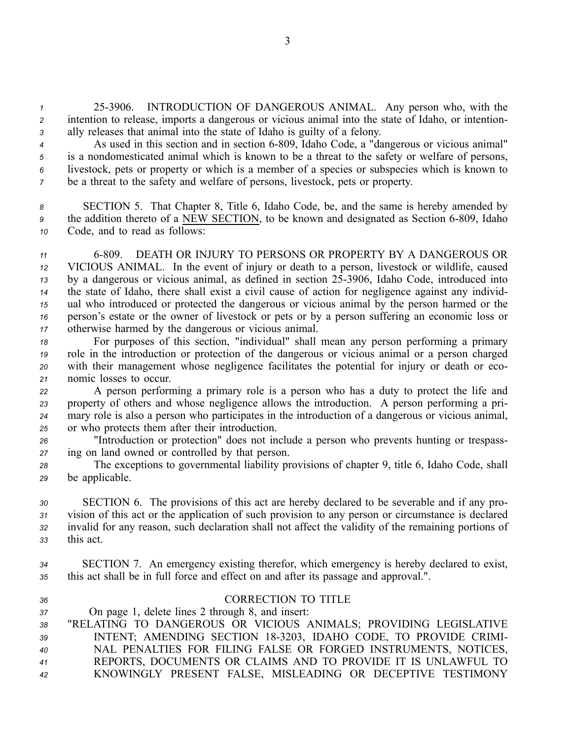25-3906. INTRODUCTION OF DANGEROUS ANIMAL. Any person who, with the intention to release, imports a dangerous or vicious animal into the state of Idaho, or intentionally releases that animal into the state of Idaho is guilty of a felony.

As used in this section and in section 6-809, Idaho Code, a "dangerous or vicious animal" is a nondomesticated animal which is known to be a threat to the safety or welfare of persons, livestock, pets or property or which is a member of a species or subspecies which is known to be a threat to the safety and welfare of persons, livestock, pets or property.

SECTION 5. That Chapter 8, Title 6, Idaho Code, be, and the same is hereby amended by the addition thereto of a <u>NEW SECTION</u>, to be known and designated as Section 6-809, Idaho Code, and to read as follows:

6-809. DEATH OR INJURY TO PERSONS OR PROPERTY BY A DANGEROUS OR VICIOUS ANIMAL. In the event of injury or death to a person, livestock or wildlife, caused by a dangerous or vicious animal, as defined in section 25-3906, Idaho Code, introduced into the state of Idaho, there shall exist a civil cause of action for negligence against any individual who introduced or protected the dangerous or vicious animal by the person harmed or the person's estate or the owner of livestock or pets or by a person suffering an economic loss or otherwise harmed by the dangerous or vicious animal.

For purposes of this section, "individual" shall mean any person performing a primary role in the introduction or protection of the dangerous or vicious animal or a person charged with their management whose negligence facilitates the potential for injury or death or economic losses to occur.

A person performing a primary role is a person who has a duty to protect the life and property of others and whose negligence allows the introduction. A person performing a primary role is also a person who participates in the introduction of a dangerous or vicious animal, or who protects them after their introduction.

"Introduction or protection" does not include a person who prevents hunting or trespassing on land owned or controlled by that person.

The exceptions to governmental liability provisions of chapter 9, title 6, Idaho Code, shall be applicable.

SECTION 6. The provisions of this act are hereby declared to be severable and if any provision of this act or the application of such provision to any person or circumstance is declared invalid for any reason, such declaration shall not affect the validity of the remaining portions of this act.

SECTION 7. An emergency existing therefor, which emergency is hereby declared to exist, this act shall be in full force and effect on and after its passage and approval.".

CORRECTION TO TITLE

On page 1, delete lines 2 through 8, and insert:

"RELATING TO DANGEROUS OR VICIOUS ANIMALS; PROVIDING LEGISLATIVE INTENT; AMENDING SECTION 18-3203, IDAHO CODE, TO PROVIDE CRIMINAL PENALTIES FOR FILING FALSE OR FORGED INSTRUMENTS, NOTICES, REPORTS, DOCUMENTS OR CLAIMS AND TO PROVIDE IT IS UNLAWFUL TO KNOWINGLY PRESENT FALSE, MISLEADING OR DECEPTIVE TESTIMONY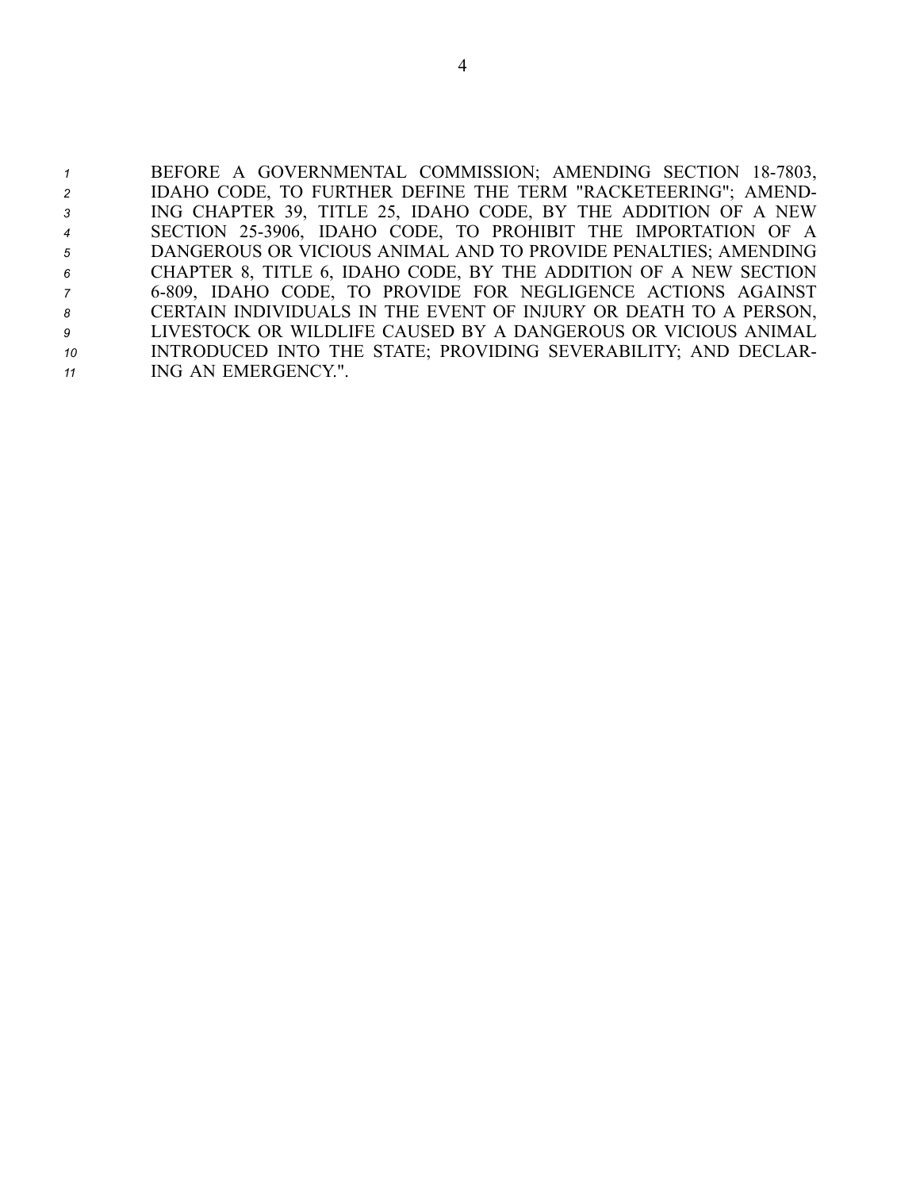BEFORE A GOVERNMENTAL COMMISSION; AMENDING SECTION 18-7803, IDAHO CODE, TO FURTHER DEFINE THE TERM "RACKETEERING"; AMENDING CHAPTER 39, TITLE 25, IDAHO CODE, BY THE ADDITION OF A NEW SECTION 25-3906, IDAHO CODE, TO PROHIBIT THE IMPORTATION OF A DANGEROUS OR VICIOUS ANIMAL AND TO PROVIDE PENALTIES; AMENDING CHAPTER 8, TITLE 6, IDAHO CODE, BY THE ADDITION OF A NEW SECTION 6-809, IDAHO CODE, TO PROVIDE FOR NEGLIGENCE ACTIONS AGAINST CERTAIN INDIVIDUALS IN THE EVENT OF INJURY OR DEATH TO A PERSON, LIVESTOCK OR WILDLIFE CAUSED BY A DANGEROUS OR VICIOUS ANIMAL INTRODUCED INTO THE STATE; PROVIDING SEVERABILITY; AND DECLARING AN EMERGENCY.".